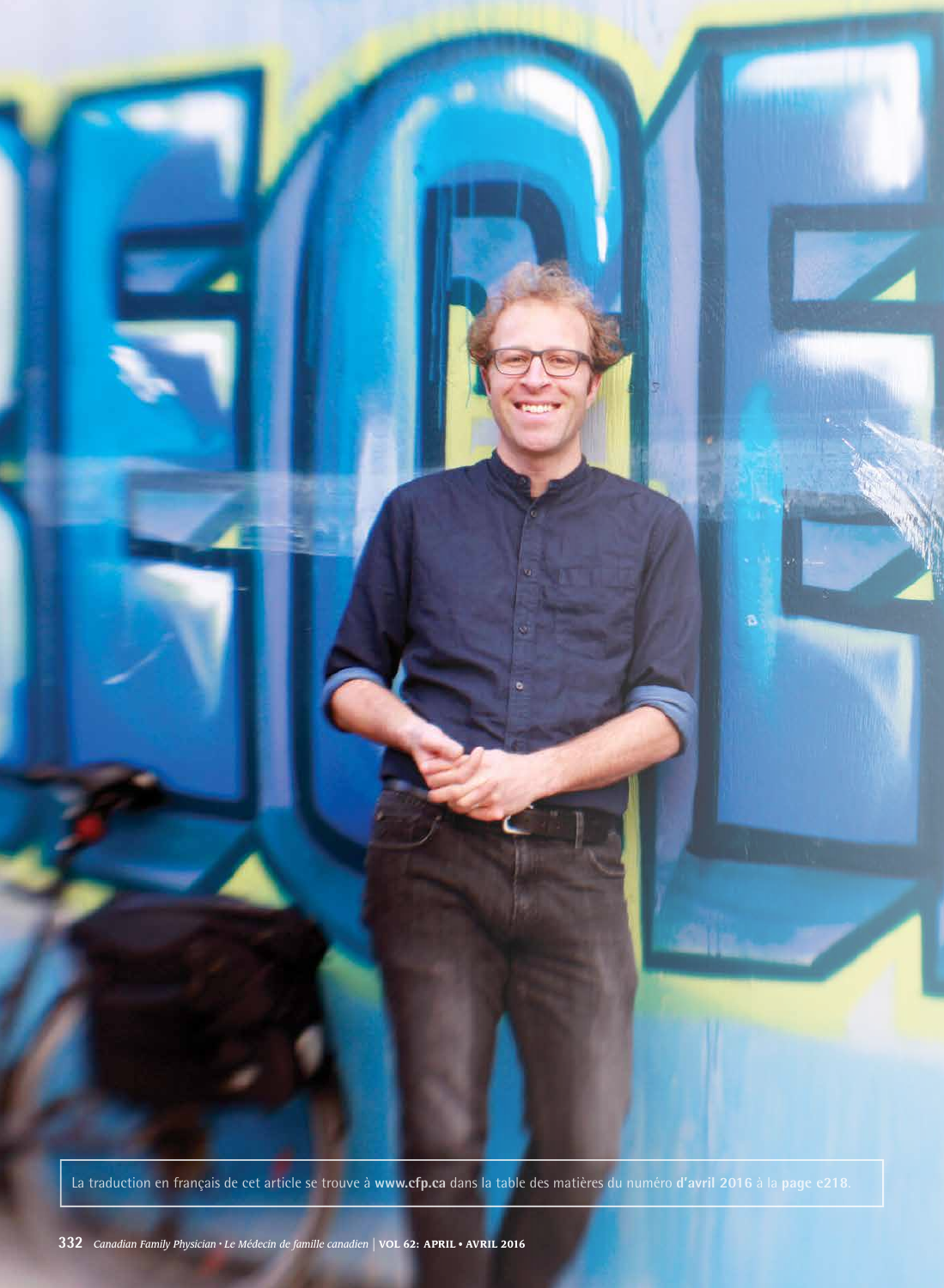La traduction en français de cet article se trouve à **www.cfp.ca** dans la table des matières du numéro **d'avril 2016** à la **page e218**.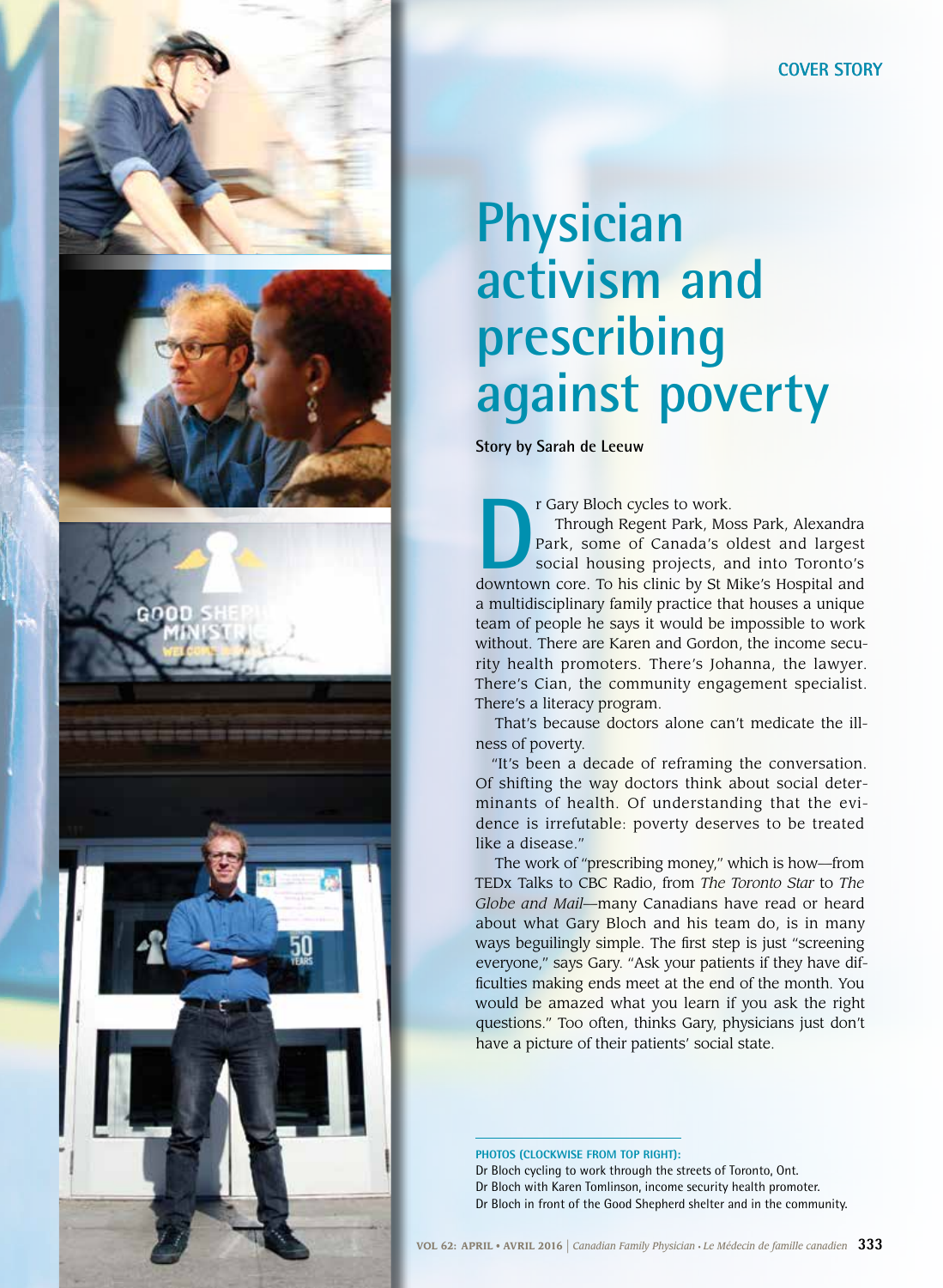COVER STORY

# Physician activism and prescribing against poverty

**Story by Sarah de Leeuw**

Dr Gary Bloch cycles to work.

Through Regent Park, Moss Park, Alexandra Park, some of Canada's oldest and largest social housing projects, and into Toronto's downtown core. To his clinic by St Mike's Hospital and a multidisciplinary family practice that houses a unique team of people he says it would be impossible to work without. There are Karen and Gordon, the income security health promoters. There's Johanna, the lawyer. There's Cian, the community engagement specialist. There's a literacy program.

That's because doctors alone can't medicate the illness of poverty.

"It's been a decade of reframing the conversation. Of shifting the way doctors think about social determinants of health. Of understanding that the evidence is irrefutable: poverty deserves to be treated like a disease."

The work of "prescribing money," which is how—from TEDx Talks to CBC Radio, from *The Toronto Star* to *The Globe and Mail*—many Canadians have read or heard about what Gary Bloch and his team do, is in many ways beguilingly simple. The first step is just "screening everyone," says Gary. "Ask your patients if they have difficulties making ends meet at the end of the month. You would be amazed what you learn if you ask the right questions." Too often, thinks Gary, physicians just don't have a picture of their patients' social state.

**PHOTOS (CLOCKWISE FROM TOP RIGHT):**

Dr Bloch cycling to work through the streets of Toronto, Ont.

Dr Bloch with Karen Tomlinson, income security health promoter.

Dr Bloch in front of the Good Shepherd shelter and in the community.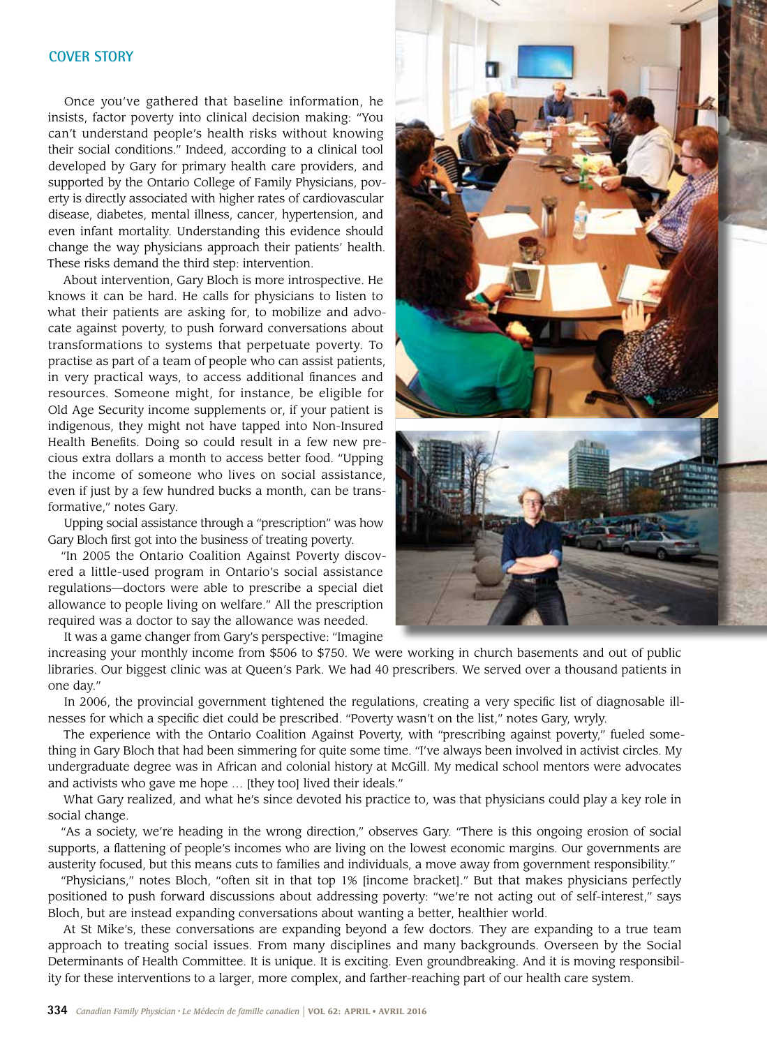## COVER STORY

Once you've gathered that baseline information, he insists, factor poverty into clinical decision making: "You can't understand people's health risks without knowing their social conditions." Indeed, according to a clinical tool developed by Gary for primary health care providers, and supported by the Ontario College of Family Physicians, poverty is directly associated with higher rates of cardiovascular disease, diabetes, mental illness, cancer, hypertension, and even infant mortality. Understanding this evidence should change the way physicians approach their patients' health. These risks demand the third step: intervention.

About intervention, Gary Bloch is more introspective. He knows it can be hard. He calls for physicians to listen to what their patients are asking for, to mobilize and advocate against poverty, to push forward conversations about transformations to systems that perpetuate poverty. To practise as part of a team of people who can assist patients, in very practical ways, to access additional finances and resources. Someone might, for instance, be eligible for Old Age Security income supplements or, if your patient is indigenous, they might not have tapped into Non-Insured Health Benefits. Doing so could result in a few new precious extra dollars a month to access better food. "Upping the income of someone who lives on social assistance, even if just by a few hundred bucks a month, can be transformative," notes Gary.

Upping social assistance through a "prescription" was how Gary Bloch first got into the business of treating poverty.

"In 2005 the Ontario Coalition Against Poverty discovered a little-used program in Ontario's social assistance regulations—doctors were able to prescribe a special diet allowance to people living on welfare." All the prescription required was a doctor to say the allowance was needed.

It was a game changer from Gary's perspective: "Imagine increasing your monthly income from $506 to $750. We were working in church basements and out of public libraries. Our biggest clinic was at Queen's Park. We had 40 prescribers. We served over a thousand patients in one day."

In 2006, the provincial government tightened the regulations, creating a very specific list of diagnosable illnesses for which a specific diet could be prescribed. "Poverty wasn't on the list," notes Gary, wryly.

The experience with the Ontario Coalition Against Poverty, with "prescribing against poverty," fueled something in Gary Bloch that had been simmering for quite some time. "I've always been involved in activist circles. My undergraduate degree was in African and colonial history at McGill. My medical school mentors were advocates and activists who gave me hope … [they too] lived their ideals."

What Gary realized, and what he's since devoted his practice to, was that physicians could play a key role in social change.

"As a society, we're heading in the wrong direction," observes Gary. "There is this ongoing erosion of social supports, a flattening of people's incomes who are living on the lowest economic margins. Our governments are austerity focused, but this means cuts to families and individuals, a move away from government responsibility."

"Physicians," notes Bloch, "often sit in that top 1% [income bracket]." But that makes physicians perfectly positioned to push forward discussions about addressing poverty: "we're not acting out of self-interest," says Bloch, but are instead expanding conversations about wanting a better, healthier world.

At St Mike's, these conversations are expanding beyond a few doctors. They are expanding to a true team approach to treating social issues. From many disciplines and many backgrounds. Overseen by the Social Determinants of Health Committee. It is unique. It is exciting. Even groundbreaking. And it is moving responsibility for these interventions to a larger, more complex, and farther-reaching part of our health care system.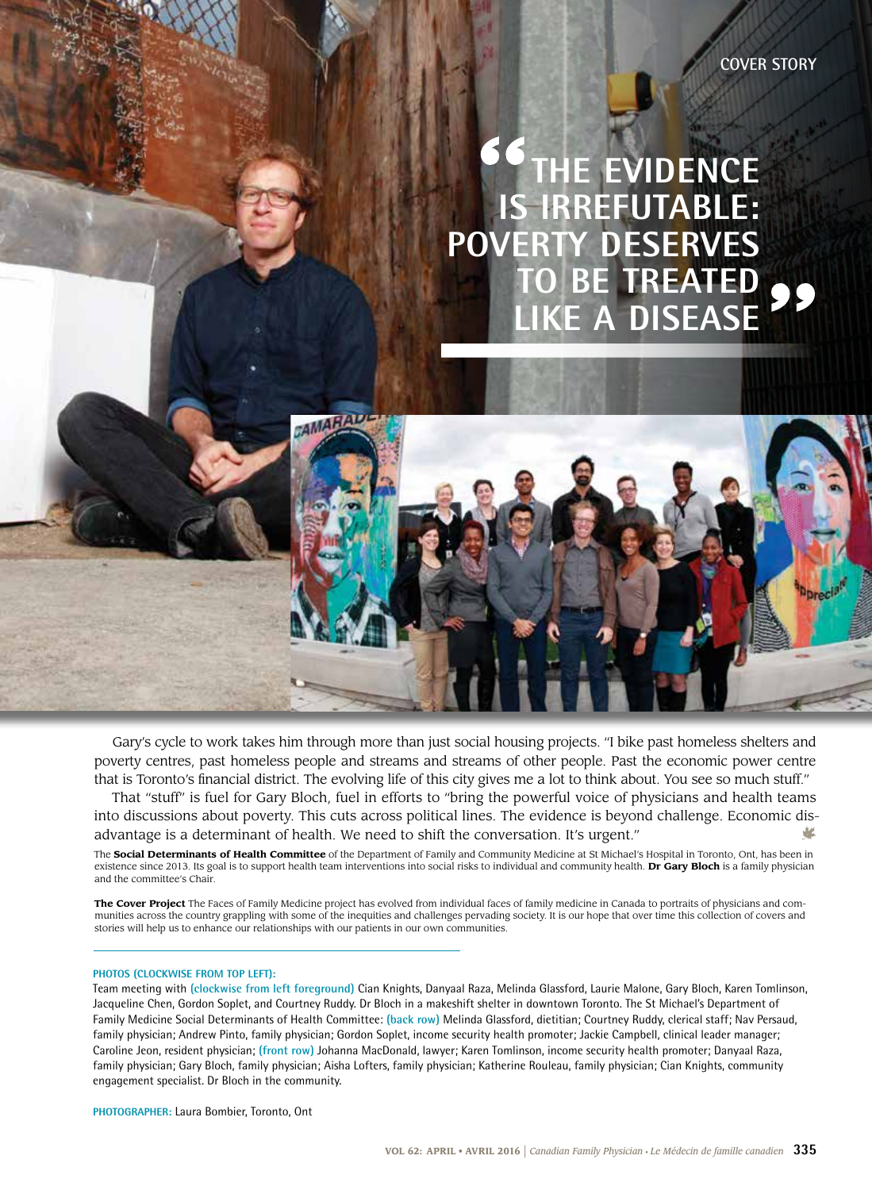COVER STORY

# "THE EVIDENCE IS IRREFUTABLE: POVERTY DESERVES TO BE TREATED LIKE A DISEASE"

Gary's cycle to work takes him through more than just social housing projects. "I bike past homeless shelters and poverty centres, past homeless people and streams and streams of other people. Past the economic power centre that is Toronto's financial district. The evolving life of this city gives me a lot to think about. You see so much stuff."

That "stuff" is fuel for Gary Bloch, fuel in efforts to "bring the powerful voice of physicians and health teams into discussions about poverty. This cuts across political lines. The evidence is beyond challenge. Economic disadvantage is a determinant of health. We need to shift the conversation. It's urgent."

The **Social Determinants of Health Committee** of the Department of Family and Community Medicine at St Michael's Hospital in Toronto, Ont, has been in existence since 2013. Its goal is to support health team interventions into social risks to individual and community health. **Dr Gary Bloch** is a family physician and the committee's Chair.

**The Cover Project** The Faces of Family Medicine project has evolved from individual faces of family medicine in Canada to portraits of physicians and communities across the country grappling with some of the inequities and challenges pervading society. It is our hope that over time this collection of covers and stories will help us to enhance our relationships with our patients in our own communities.

**PHOTOS (CLOCKWISE FROM TOP LEFT):**
Team meeting with (clockwise from left foreground) Cian Knights, Danyaal Raza, Melinda Glassford, Laurie Malone, Gary Bloch, Karen Tomlinson, Jacqueline Chen, Gordon Soplet, and Courtney Ruddy. Dr Bloch in a makeshift shelter in downtown Toronto. The St Michael's Department of Family Medicine Social Determinants of Health Committee: (back row) Melinda Glassford, dietitian; Courtney Ruddy, clerical staff; Nav Persaud, family physician; Andrew Pinto, family physician; Gordon Soplet, income security health promoter; Jackie Campbell, clinical leader manager; Caroline Jeon, resident physician; (front row) Johanna MacDonald, lawyer; Karen Tomlinson, income security health promoter; Danyaal Raza, family physician; Gary Bloch, family physician; Aisha Lofters, family physician; Katherine Rouleau, family physician; Cian Knights, community engagement specialist. Dr Bloch in the community.

**PHOTOGRAPHER:** Laura Bombier, Toronto, Ont